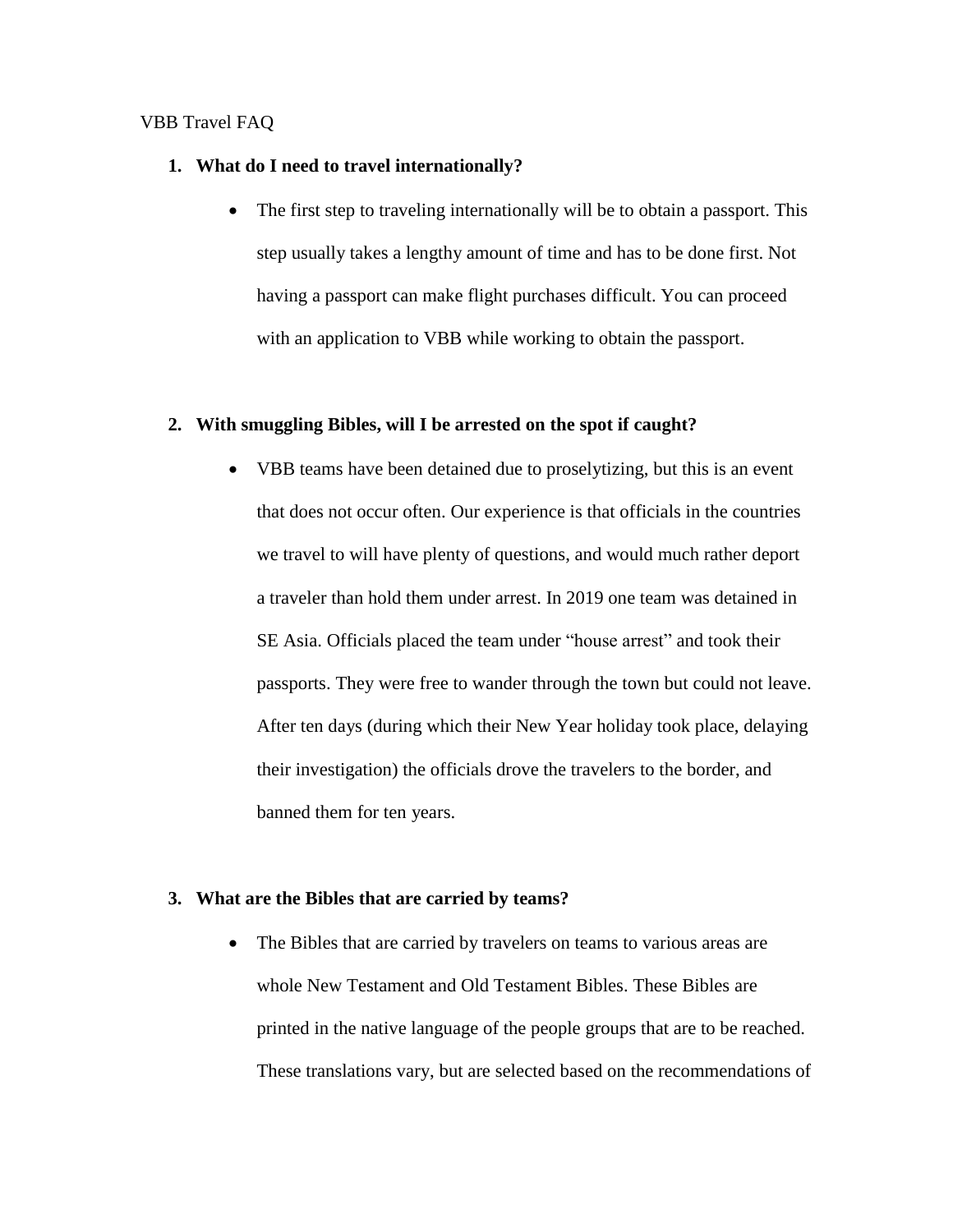VBB Travel FAQ

1. **What do I need to travel internationally?**

    - The first step to traveling internationally will be to obtain a passport. This step usually takes a lengthy amount of time and has to be done first. Not having a passport can make flight purchases difficult. You can proceed with an application to VBB while working to obtain the passport.

2. **With smuggling Bibles, will I be arrested on the spot if caught?**

    - VBB teams have been detained due to proselytizing, but this is an event that does not occur often. Our experience is that officials in the countries we travel to will have plenty of questions, and would much rather deport a traveler than hold them under arrest. In 2019 one team was detained in SE Asia. Officials placed the team under "house arrest" and took their passports. They were free to wander through the town but could not leave. After ten days (during which their New Year holiday took place, delaying their investigation) the officials drove the travelers to the border, and banned them for ten years.

3. **What are the Bibles that are carried by teams?**

    - The Bibles that are carried by travelers on teams to various areas are whole New Testament and Old Testament Bibles. These Bibles are printed in the native language of the people groups that are to be reached. These translations vary, but are selected based on the recommendations of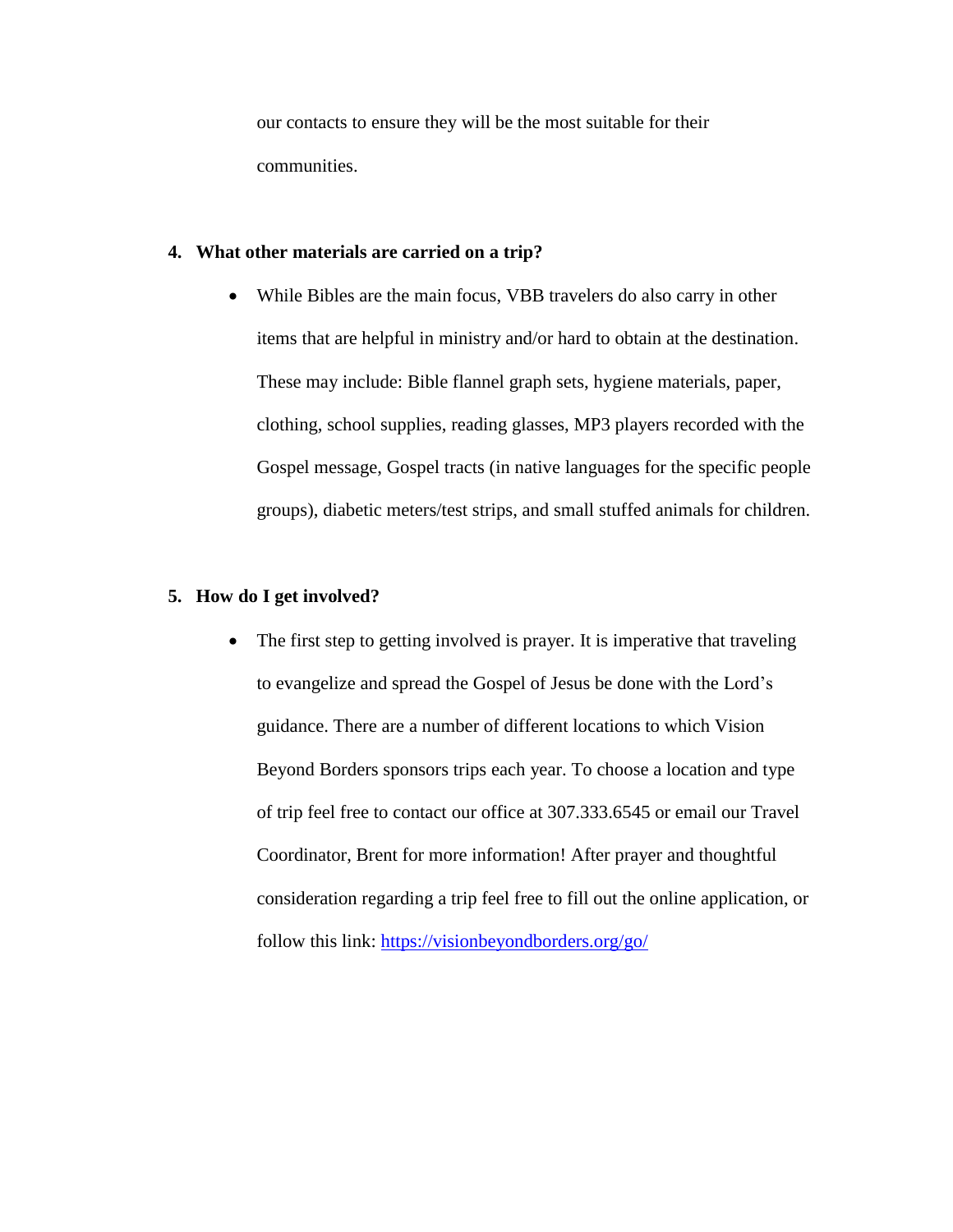our contacts to ensure they will be the most suitable for their communities.

4. **What other materials are carried on a trip?**

   - While Bibles are the main focus, VBB travelers do also carry in other items that are helpful in ministry and/or hard to obtain at the destination. These may include: Bible flannel graph sets, hygiene materials, paper, clothing, school supplies, reading glasses, MP3 players recorded with the Gospel message, Gospel tracts (in native languages for the specific people groups), diabetic meters/test strips, and small stuffed animals for children.

5. **How do I get involved?**

   - The first step to getting involved is prayer. It is imperative that traveling to evangelize and spread the Gospel of Jesus be done with the Lord's guidance. There are a number of different locations to which Vision Beyond Borders sponsors trips each year. To choose a location and type of trip feel free to contact our office at 307.333.6545 or email our Travel Coordinator, Brent for more information! After prayer and thoughtful consideration regarding a trip feel free to fill out the online application, or follow this link: [https://visionbeyondborders.org/go/](https://visionbeyondborders.org/go/)